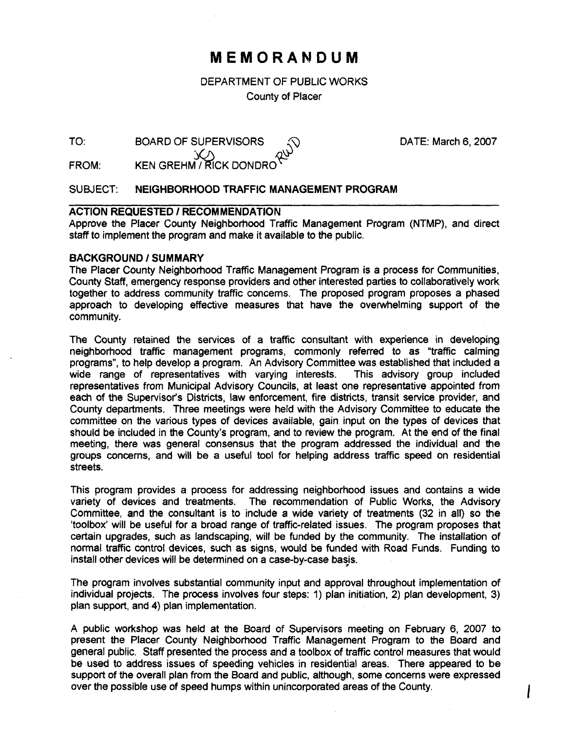# MEMORANDUM

DEPARTMENT OF PUBLIC WORKS
County of Placer

TO: BOARD OF SUPERVISORS DATE: March 6, 2007

FROM: KEN GREHM / RICK DONDRO

SUBJECT: **NEIGHBORHOOD TRAFFIC MANAGEMENT PROGRAM**

---

**ACTION REQUESTED / RECOMMENDATION**

Approve the Placer County Neighborhood Traffic Management Program (NTMP), and direct staff to implement the program and make it available to the public.

**BACKGROUND / SUMMARY**

The Placer County Neighborhood Traffic Management Program is a process for Communities, County Staff, emergency response providers and other interested parties to collaboratively work together to address community traffic concerns. The proposed program proposes a phased approach to developing effective measures that have the overwhelming support of the community.

The County retained the services of a traffic consultant with experience in developing neighborhood traffic management programs, commonly referred to as "traffic calming programs", to help develop a program. An Advisory Committee was established that included a wide range of representatives with varying interests. This advisory group included representatives from Municipal Advisory Councils, at least one representative appointed from each of the Supervisor's Districts, law enforcement, fire districts, transit service provider, and County departments. Three meetings were held with the Advisory Committee to educate the committee on the various types of devices available, gain input on the types of devices that should be included in the County's program, and to review the program. At the end of the final meeting, there was general consensus that the program addressed the individual and the groups concerns, and will be a useful tool for helping address traffic speed on residential streets.

This program provides a process for addressing neighborhood issues and contains a wide variety of devices and treatments. The recommendation of Public Works, the Advisory Committee, and the consultant is to include a wide variety of treatments (32 in all) so the 'toolbox' will be useful for a broad range of traffic-related issues. The program proposes that certain upgrades, such as landscaping, will be funded by the community. The installation of normal traffic control devices, such as signs, would be funded with Road Funds. Funding to install other devices will be determined on a case-by-case basis.

The program involves substantial community input and approval throughout implementation of individual projects. The process involves four steps: 1) plan initiation, 2) plan development, 3) plan support, and 4) plan implementation.

A public workshop was held at the Board of Supervisors meeting on February 6, 2007 to present the Placer County Neighborhood Traffic Management Program to the Board and general public. Staff presented the process and a toolbox of traffic control measures that would be used to address issues of speeding vehicles in residential areas. There appeared to be support of the overall plan from the Board and public, although, some concerns were expressed over the possible use of speed humps within unincorporated areas of the County.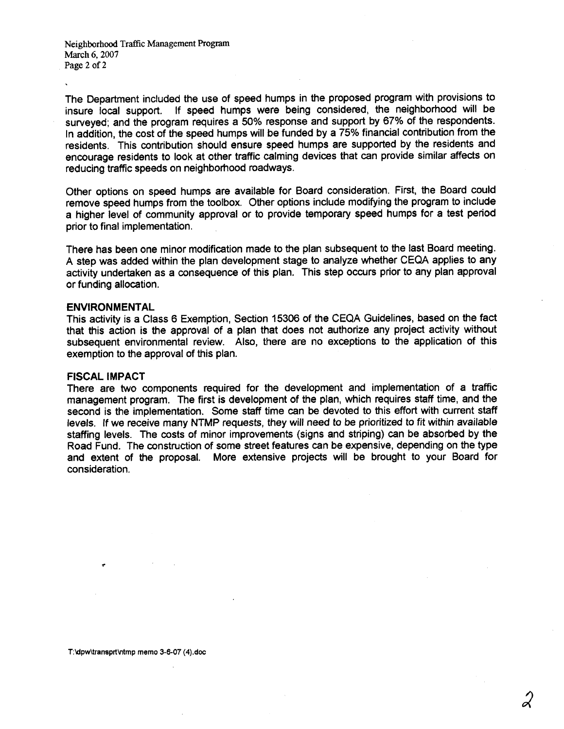The Department included the use of speed humps in the proposed program with provisions to insure local support. If speed humps were being considered, the neighborhood will be surveyed; and the program requires a 50% response and support by 67% of the respondents. In addition, the cost of the speed humps will be funded by a 75% financial contribution from the residents. This contribution should ensure speed humps are supported by the residents and encourage residents to look at other traffic calming devices that can provide similar affects on reducing traffic speeds on neighborhood roadways.

Other options on speed humps are available for Board consideration. First, the Board could remove speed humps from the toolbox. Other options include modifying the program to include a higher level of community approval or to provide temporary speed humps for a test period prior to final implementation.

There has been one minor modification made to the plan subsequent to the last Board meeting. A step was added within the plan development stage to analyze whether CEQA applies to any activity undertaken as a consequence of this plan. This step occurs prior to any plan approval or funding allocation.

**ENVIRONMENTAL**

This activity is a Class 6 Exemption, Section 15306 of the CEQA Guidelines, based on the fact that this action is the approval of a plan that does not authorize any project activity without subsequent environmental review. Also, there are no exceptions to the application of this exemption to the approval of this plan.

**FISCAL IMPACT**

There are two components required for the development and implementation of a traffic management program. The first is development of the plan, which requires staff time, and the second is the implementation. Some staff time can be devoted to this effort with current staff levels. If we receive many NTMP requests, they will need to be prioritized to fit within available staffing levels. The costs of minor improvements (signs and striping) can be absorbed by the Road Fund. The construction of some street features can be expensive, depending on the type and extent of the proposal. More extensive projects will be brought to your Board for consideration.

T:\dpw\transprt\ntmp memo 3-6-07 (4).doc